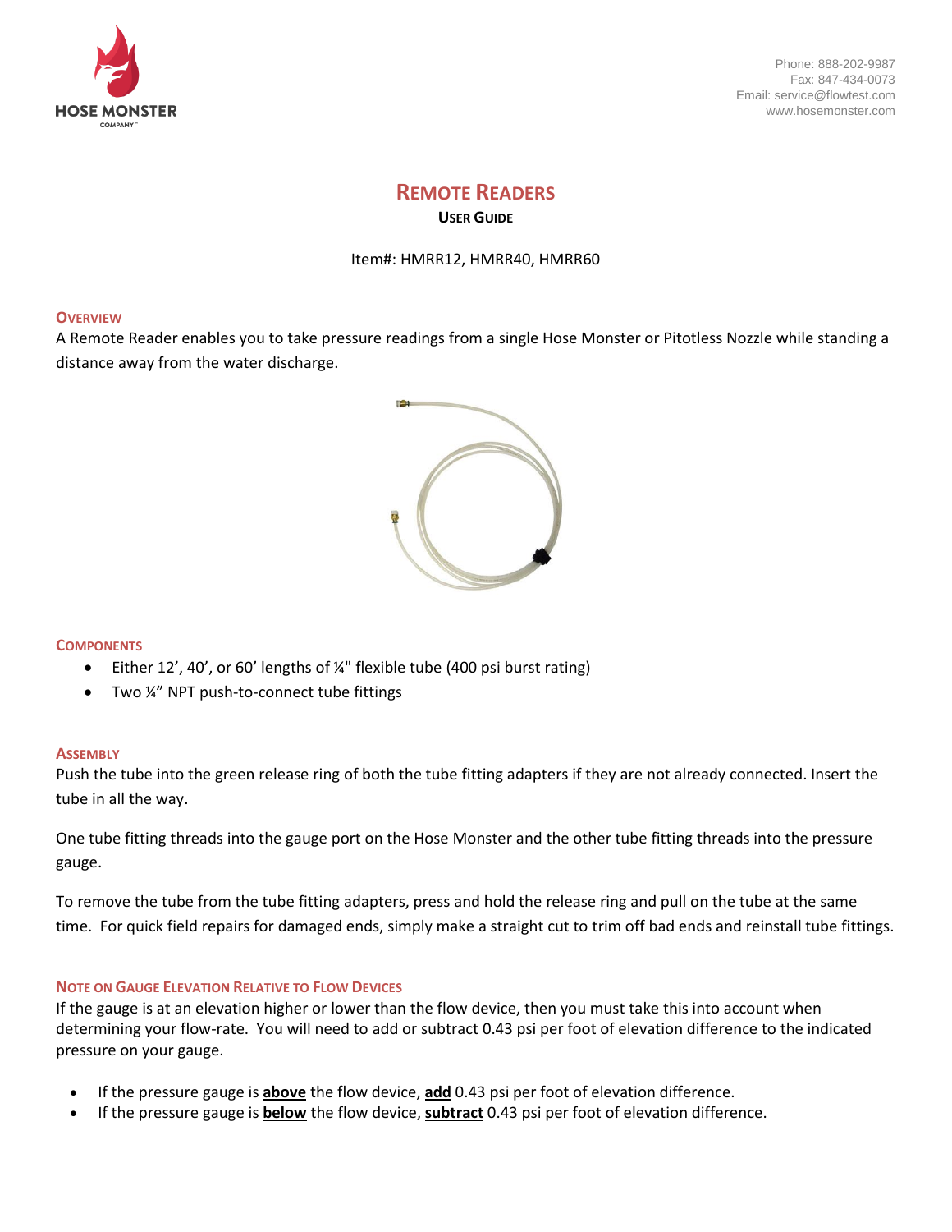HOSE MONSTER COMPANY

Phone: 888-202-9987
Fax: 847-434-0073
Email: service@flowtest.com
www.hosemonster.com

# REMOTE READERS

## USER GUIDE

Item#: HMRR12, HMRR40, HMRR60

### OVERVIEW

A Remote Reader enables you to take pressure readings from a single Hose Monster or Pitotless Nozzle while standing a distance away from the water discharge.

### COMPONENTS

- Either 12’, 40’, or 60’ lengths of ¼" flexible tube (400 psi burst rating)
- Two ¼” NPT push-to-connect tube fittings

### ASSEMBLY

Push the tube into the green release ring of both the tube fitting adapters if they are not already connected. Insert the tube in all the way.

One tube fitting threads into the gauge port on the Hose Monster and the other tube fitting threads into the pressure gauge.

To remove the tube from the tube fitting adapters, press and hold the release ring and pull on the tube at the same time. For quick field repairs for damaged ends, simply make a straight cut to trim off bad ends and reinstall tube fittings.

### NOTE ON GAUGE ELEVATION RELATIVE TO FLOW DEVICES

If the gauge is at an elevation higher or lower than the flow device, then you must take this into account when determining your flow-rate. You will need to add or subtract 0.43 psi per foot of elevation difference to the indicated pressure on your gauge.

- If the pressure gauge is **above** the flow device, **add** 0.43 psi per foot of elevation difference.
- If the pressure gauge is **below** the flow device, **subtract** 0.43 psi per foot of elevation difference.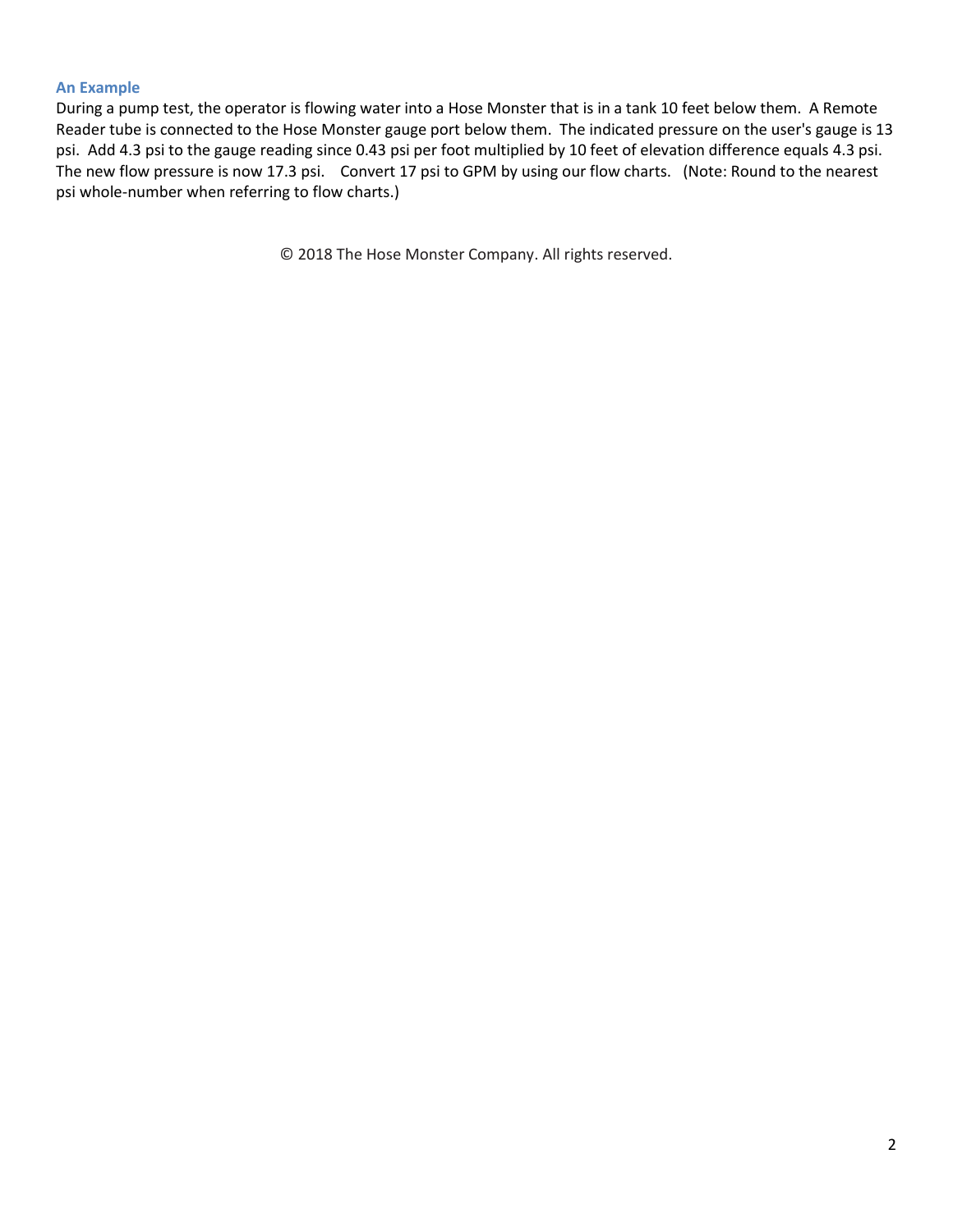### An Example

During a pump test, the operator is flowing water into a Hose Monster that is in a tank 10 feet below them. A Remote Reader tube is connected to the Hose Monster gauge port below them. The indicated pressure on the user's gauge is 13 psi. Add 4.3 psi to the gauge reading since 0.43 psi per foot multiplied by 10 feet of elevation difference equals 4.3 psi. The new flow pressure is now 17.3 psi. Convert 17 psi to GPM by using our flow charts. (Note: Round to the nearest psi whole-number when referring to flow charts.)

© 2018 The Hose Monster Company. All rights reserved.